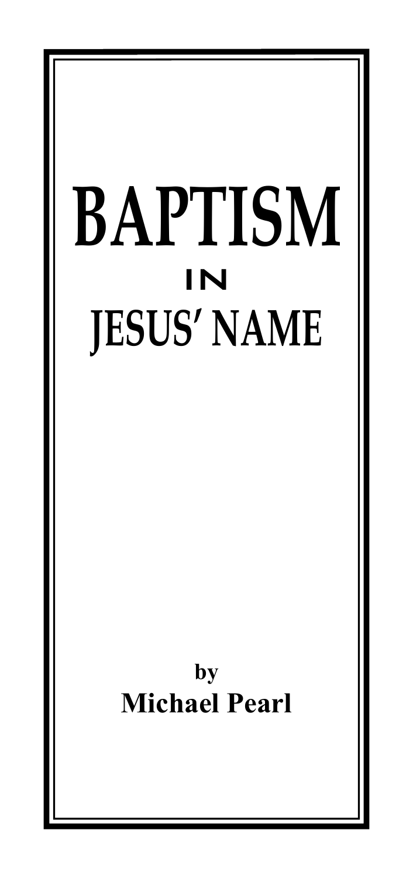# BAPTISM IN JESUS' NAME

by

**Michael Pearl**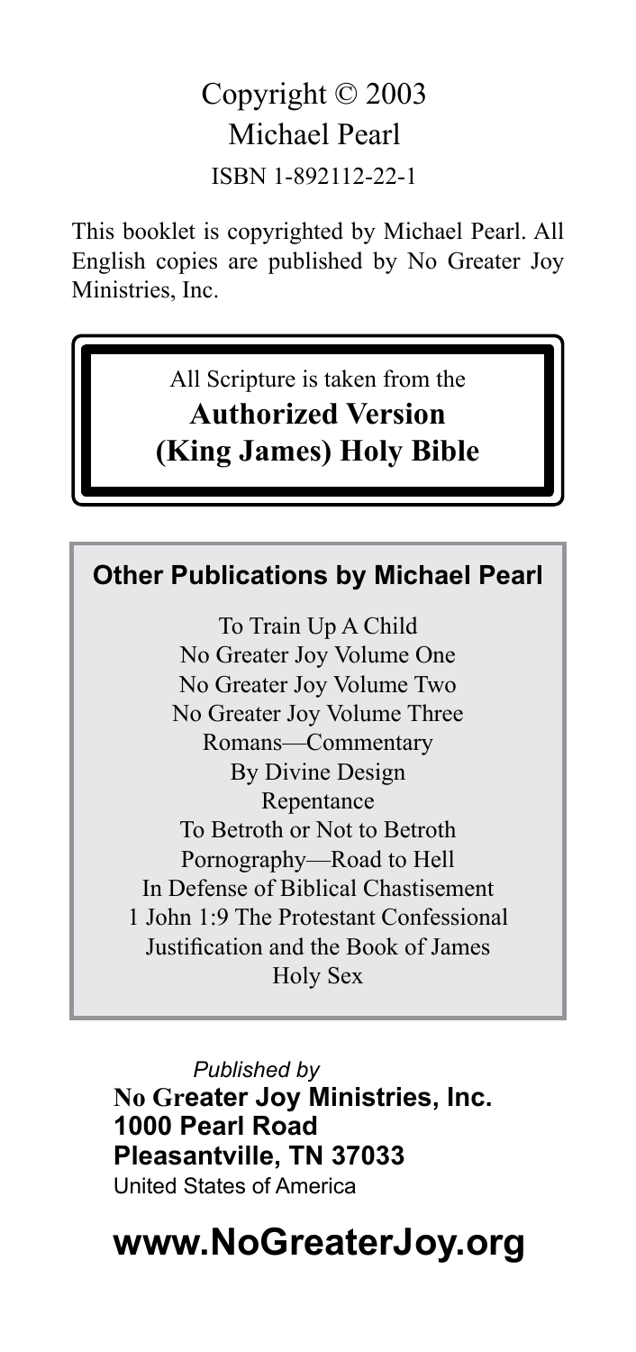Copyright © 2003
Michael Pearl
ISBN 1-892112-22-1

This booklet is copyrighted by Michael Pearl. All English copies are published by No Greater Joy Ministries, Inc.

All Scripture is taken from the
**Authorized Version**
**(King James) Holy Bible**

**Other Publications by Michael Pearl**

To Train Up A Child
No Greater Joy Volume One
No Greater Joy Volume Two
No Greater Joy Volume Three
Romans—Commentary
By Divine Design
Repentance
To Betroth or Not to Betroth
Pornography—Road to Hell
In Defense of Biblical Chastisement
1 John 1:9 The Protestant Confessional
Justification and the Book of James
Holy Sex

*Published by*
**No Greater Joy Ministries, Inc.**
**1000 Pearl Road**
**Pleasantville, TN 37033**
United States of America

**www.NoGreaterJoy.org**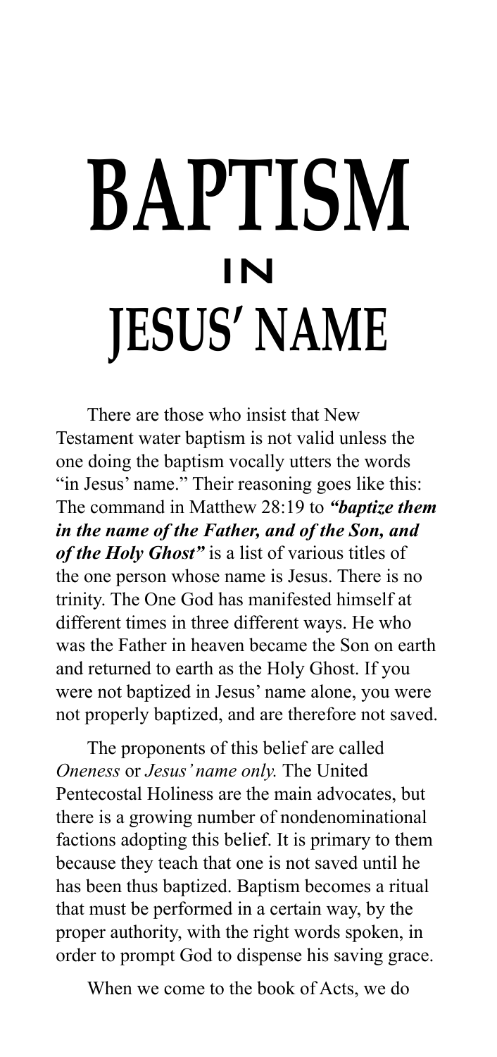# BAPTISM in JESUS' NAME

There are those who insist that New Testament water baptism is not valid unless the one doing the baptism vocally utters the words "in Jesus' name." Their reasoning goes like this: The command in Matthew 28:19 to ***"baptize them in the name of the Father, and of the Son, and of the Holy Ghost"*** is a list of various titles of the one person whose name is Jesus. There is no trinity. The One God has manifested himself at different times in three different ways. He who was the Father in heaven became the Son on earth and returned to earth as the Holy Ghost. If you were not baptized in Jesus' name alone, you were not properly baptized, and are therefore not saved.

The proponents of this belief are called *Oneness* or *Jesus' name only.* The United Pentecostal Holiness are the main advocates, but there is a growing number of nondenominational factions adopting this belief. It is primary to them because they teach that one is not saved until he has been thus baptized. Baptism becomes a ritual that must be performed in a certain way, by the proper authority, with the right words spoken, in order to prompt God to dispense his saving grace.

When we come to the book of Acts, we do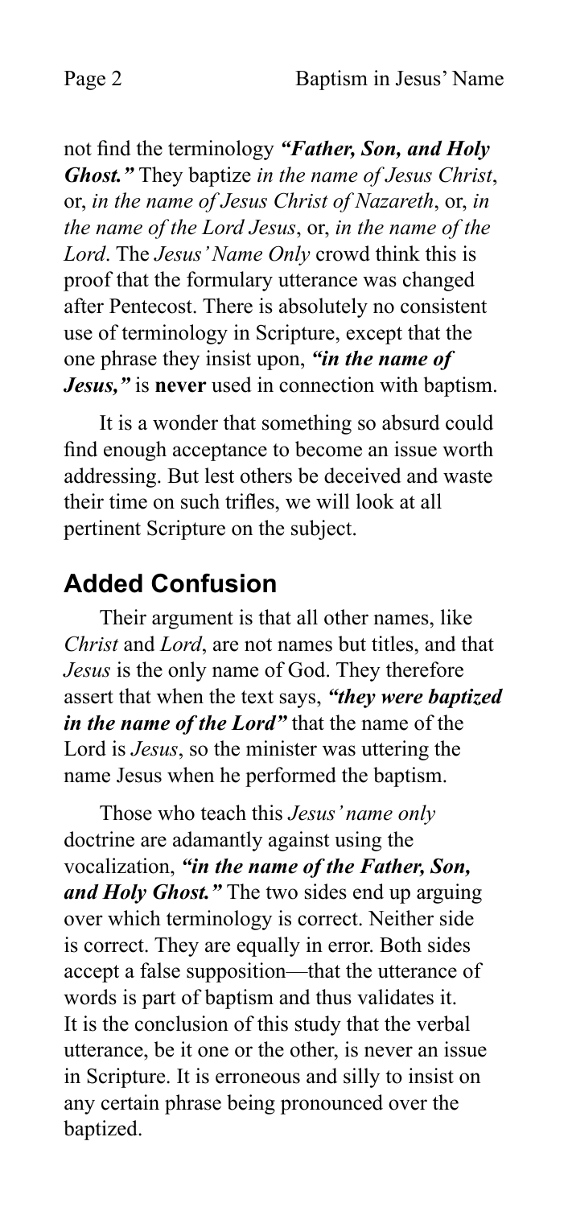not find the terminology ***"Father, Son, and Holy Ghost."*** They baptize *in the name of Jesus Christ*, or, *in the name of Jesus Christ of Nazareth*, or, *in the name of the Lord Jesus*, or, *in the name of the Lord*. The *Jesus' Name Only* crowd think this is proof that the formulary utterance was changed after Pentecost. There is absolutely no consistent use of terminology in Scripture, except that the one phrase they insist upon, ***"in the name of Jesus,"*** is **never** used in connection with baptism.

It is a wonder that something so absurd could find enough acceptance to become an issue worth addressing. But lest others be deceived and waste their time on such trifles, we will look at all pertinent Scripture on the subject.

## Added Confusion

Their argument is that all other names, like *Christ* and *Lord*, are not names but titles, and that *Jesus* is the only name of God. They therefore assert that when the text says, ***"they were baptized in the name of the Lord"*** that the name of the Lord is *Jesus*, so the minister was uttering the name Jesus when he performed the baptism.

Those who teach this *Jesus' name only* doctrine are adamantly against using the vocalization, ***"in the name of the Father, Son, and Holy Ghost."*** The two sides end up arguing over which terminology is correct. Neither side is correct. They are equally in error. Both sides accept a false supposition—that the utterance of words is part of baptism and thus validates it. It is the conclusion of this study that the verbal utterance, be it one or the other, is never an issue in Scripture. It is erroneous and silly to insist on any certain phrase being pronounced over the baptized.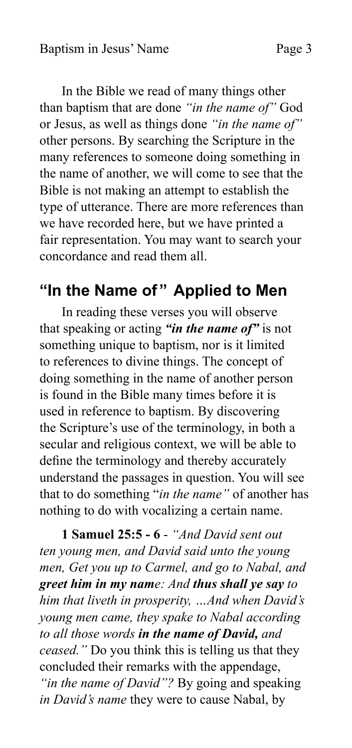In the Bible we read of many things other than baptism that are done *"in the name of"* God or Jesus, as well as things done *"in the name of"* other persons. By searching the Scripture in the many references to someone doing something in the name of another, we will come to see that the Bible is not making an attempt to establish the type of utterance. There are more references than we have recorded here, but we have printed a fair representation. You may want to search your concordance and read them all.

## "In the Name of" Applied to Men

In reading these verses you will observe that speaking or acting ***"in the name of"*** is not something unique to baptism, nor is it limited to references to divine things. The concept of doing something in the name of another person is found in the Bible many times before it is used in reference to baptism. By discovering the Scripture's use of the terminology, in both a secular and religious context, we will be able to define the terminology and thereby accurately understand the passages in question. You will see that to do something "*in the name"* of another has nothing to do with vocalizing a certain name.

**1 Samuel 25:5 - 6** - *"And David sent out ten young men, and David said unto the young men, Get you up to Carmel, and go to Nabal, and **greet him in my name**: And **thus shall ye say** to him that liveth in prosperity, ...And when David's young men came, they spake to Nabal according to all those words **in the name of David,** and ceased."* Do you think this is telling us that they concluded their remarks with the appendage, *"in the name of David"?* By going and speaking *in David's name* they were to cause Nabal, by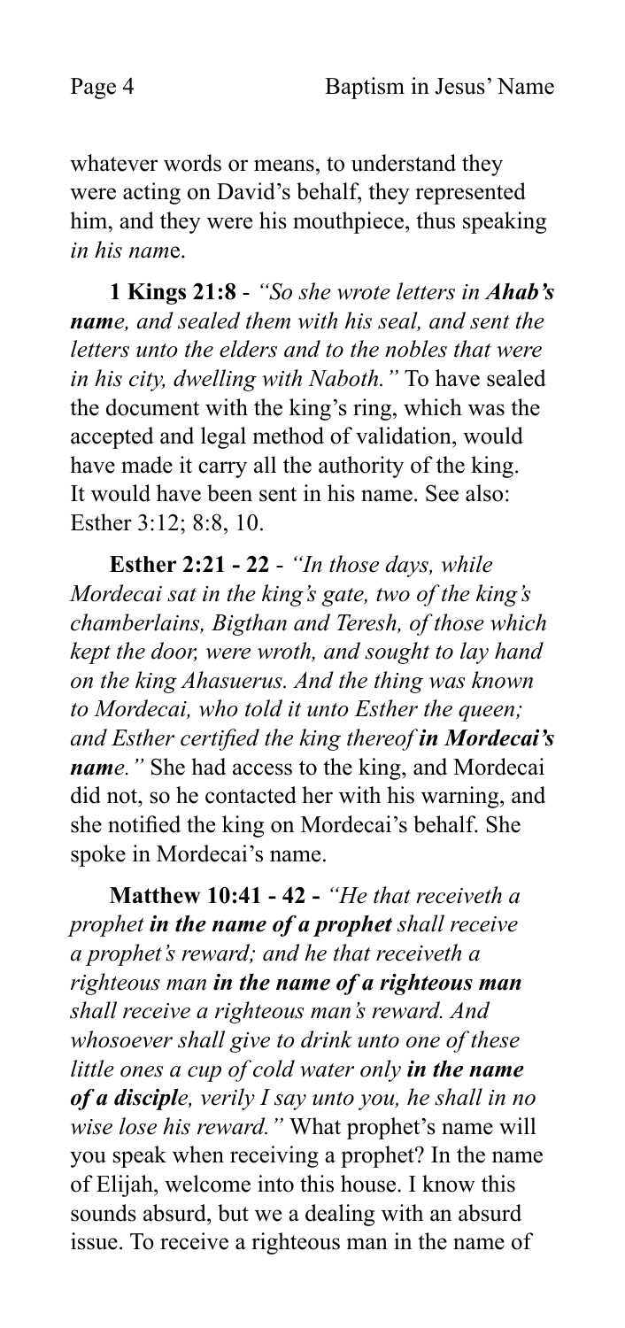whatever words or means, to understand they were acting on David's behalf, they represented him, and they were his mouthpiece, thus speaking *in his name*.

**1 Kings 21:8** - *"So she wrote letters in **Ahab's name**, and sealed them with his seal, and sent the letters unto the elders and to the nobles that were in his city, dwelling with Naboth."* To have sealed the document with the king's ring, which was the accepted and legal method of validation, would have made it carry all the authority of the king. It would have been sent in his name. See also: Esther 3:12; 8:8, 10.

**Esther 2:21 - 22** - *"In those days, while Mordecai sat in the king's gate, two of the king's chamberlains, Bigthan and Teresh, of those which kept the door, were wroth, and sought to lay hand on the king Ahasuerus. And the thing was known to Mordecai, who told it unto Esther the queen; and Esther certified the king thereof **in Mordecai's name**."* She had access to the king, and Mordecai did not, so he contacted her with his warning, and she notified the king on Mordecai's behalf. She spoke in Mordecai's name.

**Matthew 10:41 - 42 -** *"He that receiveth a prophet **in the name of a prophet** shall receive a prophet's reward; and he that receiveth a righteous man **in the name of a righteous man** shall receive a righteous man's reward. And whosoever shall give to drink unto one of these little ones a cup of cold water only **in the name of a disciple**, verily I say unto you, he shall in no wise lose his reward."* What prophet's name will you speak when receiving a prophet? In the name of Elijah, welcome into this house. I know this sounds absurd, but we a dealing with an absurd issue. To receive a righteous man in the name of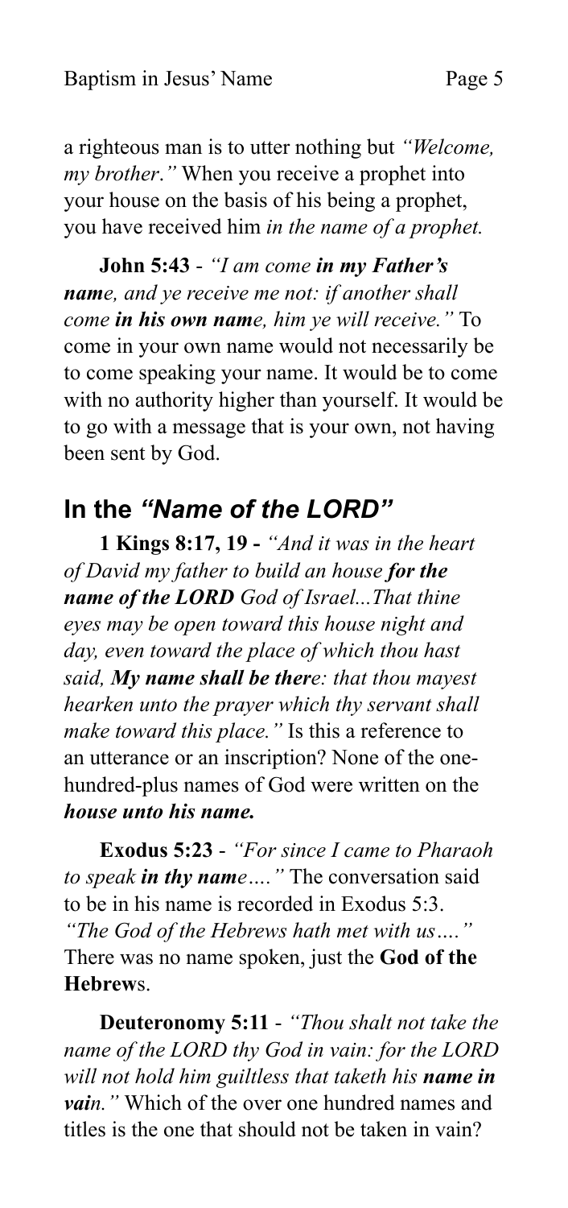a righteous man is to utter nothing but *"Welcome, my brother."* When you receive a prophet into your house on the basis of his being a prophet, you have received him *in the name of a prophet.*

**John 5:43** - *"I am come **in my Father's name**, and ye receive me not: if another shall come **in his own name**, him ye will receive."* To come in your own name would not necessarily be to come speaking your name. It would be to come with no authority higher than yourself. It would be to go with a message that is your own, not having been sent by God.

## In the *"Name of the LORD"*

**1 Kings 8:17, 19 -** *"And it was in the heart of David my father to build an house **for the name of the LORD** God of Israel...That thine eyes may be open toward this house night and day, even toward the place of which thou hast said, **My name shall be there**: that thou mayest hearken unto the prayer which thy servant shall make toward this place."* Is this a reference to an utterance or an inscription? None of the one-hundred-plus names of God were written on the ***house unto his name.***

**Exodus 5:23** - *"For since I came to Pharaoh to speak **in thy name**…."* The conversation said to be in his name is recorded in Exodus 5:3. *"The God of the Hebrews hath met with us…."* There was no name spoken, just the **God of the Hebrews**.

**Deuteronomy 5:11** - *"Thou shalt not take the name of the LORD thy God in vain: for the LORD will not hold him guiltless that taketh his **name in vain**."* Which of the over one hundred names and titles is the one that should not be taken in vain?